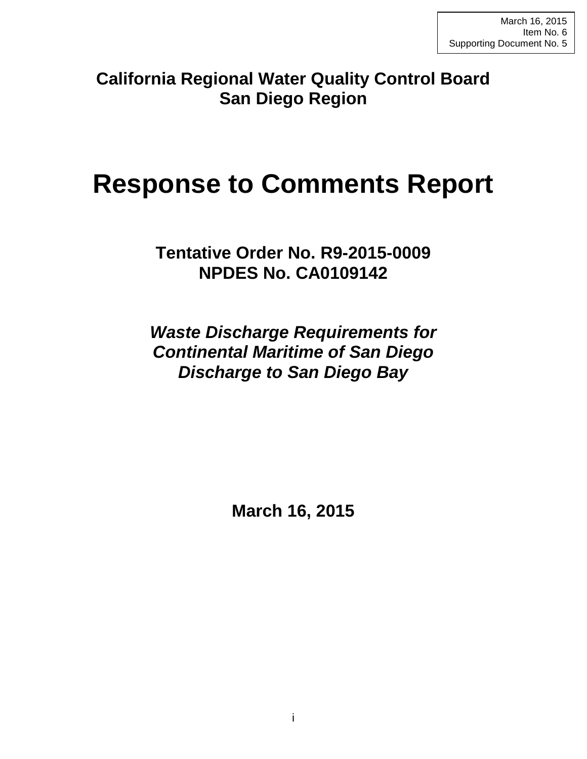March 16, 2015
Item No. 6
Supporting Document No. 5

**California Regional Water Quality Control Board**
**San Diego Region**

# Response to Comments Report

## Tentative Order No. R9-2015-0009
## NPDES No. CA0109142

***Waste Discharge Requirements for***
***Continental Maritime of San Diego***
***Discharge to San Diego Bay***

**March 16, 2015**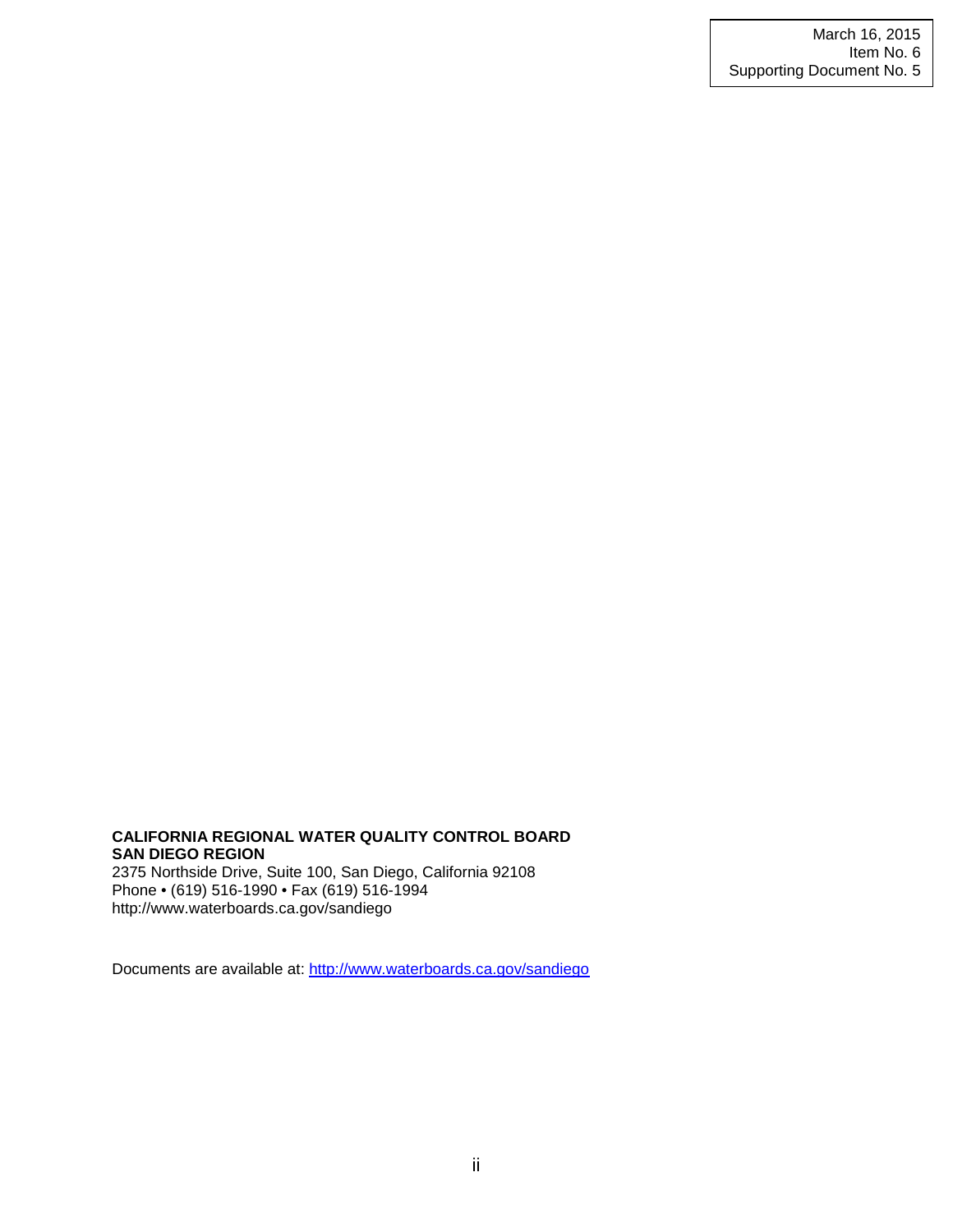March 16, 2015
Item No. 6
Supporting Document No. 5

**CALIFORNIA REGIONAL WATER QUALITY CONTROL BOARD**
**SAN DIEGO REGION**
2375 Northside Drive, Suite 100, San Diego, California 92108
Phone • (619) 516-1990 • Fax (619) 516-1994
http://www.waterboards.ca.gov/sandiego

Documents are available at: [http://www.waterboards.ca.gov/sandiego](http://www.waterboards.ca.gov/sandiego)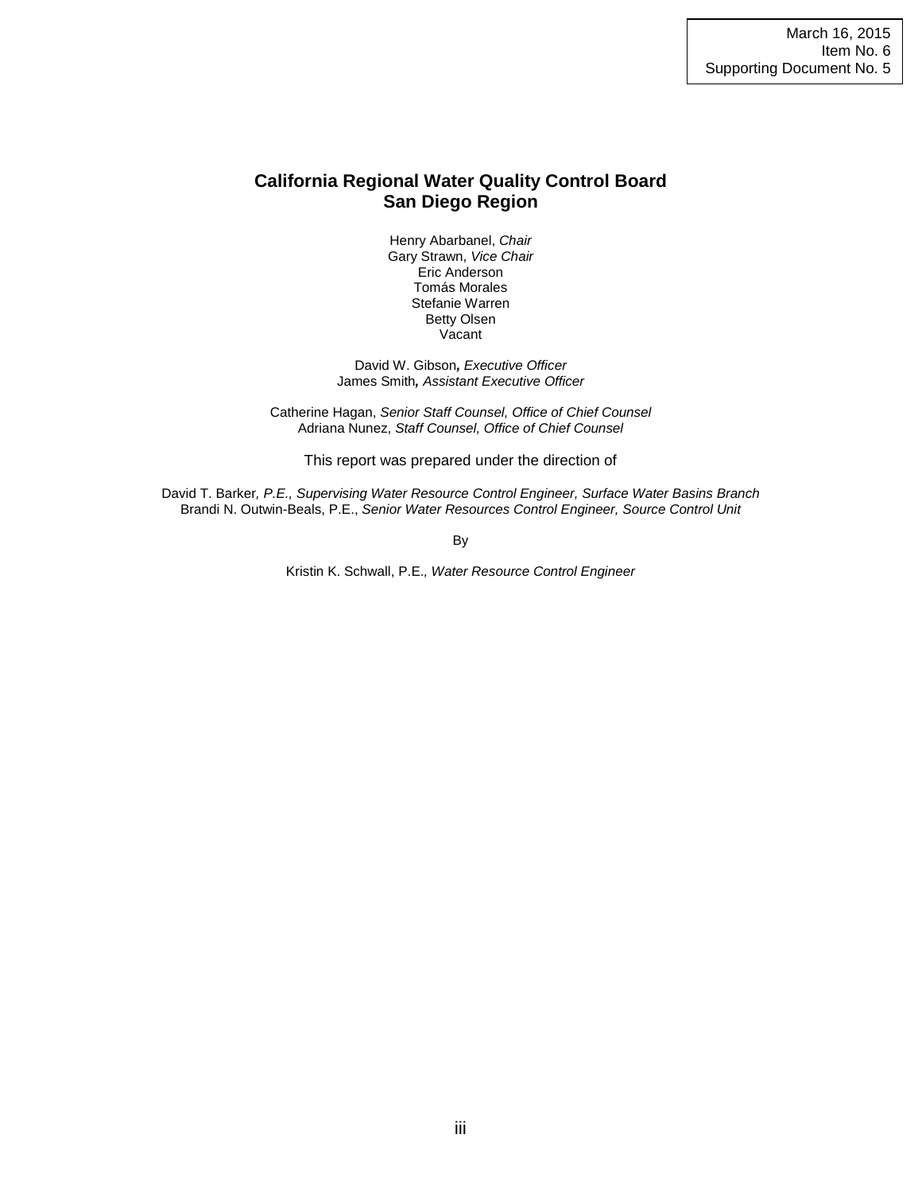March 16, 2015
Item No. 6
Supporting Document No. 5

# California Regional Water Quality Control Board
# San Diego Region

Henry Abarbanel, *Chair*
Gary Strawn, *Vice Chair*
Eric Anderson
Tomás Morales
Stefanie Warren
Betty Olsen
Vacant

David W. Gibson**,** *Executive Officer*
James Smith***,*** *Assistant Executive Officer*

Catherine Hagan, *Senior Staff Counsel, Office of Chief Counsel*
Adriana Nunez, *Staff Counsel, Office of Chief Counsel*

This report was prepared under the direction of

David T. Barker*, P.E., Supervising Water Resource Control Engineer, Surface Water Basins Branch*
Brandi N. Outwin-Beals, P.E., *Senior Water Resources Control Engineer, Source Control Unit*

By

Kristin K. Schwall, P.E.*, Water Resource Control Engineer*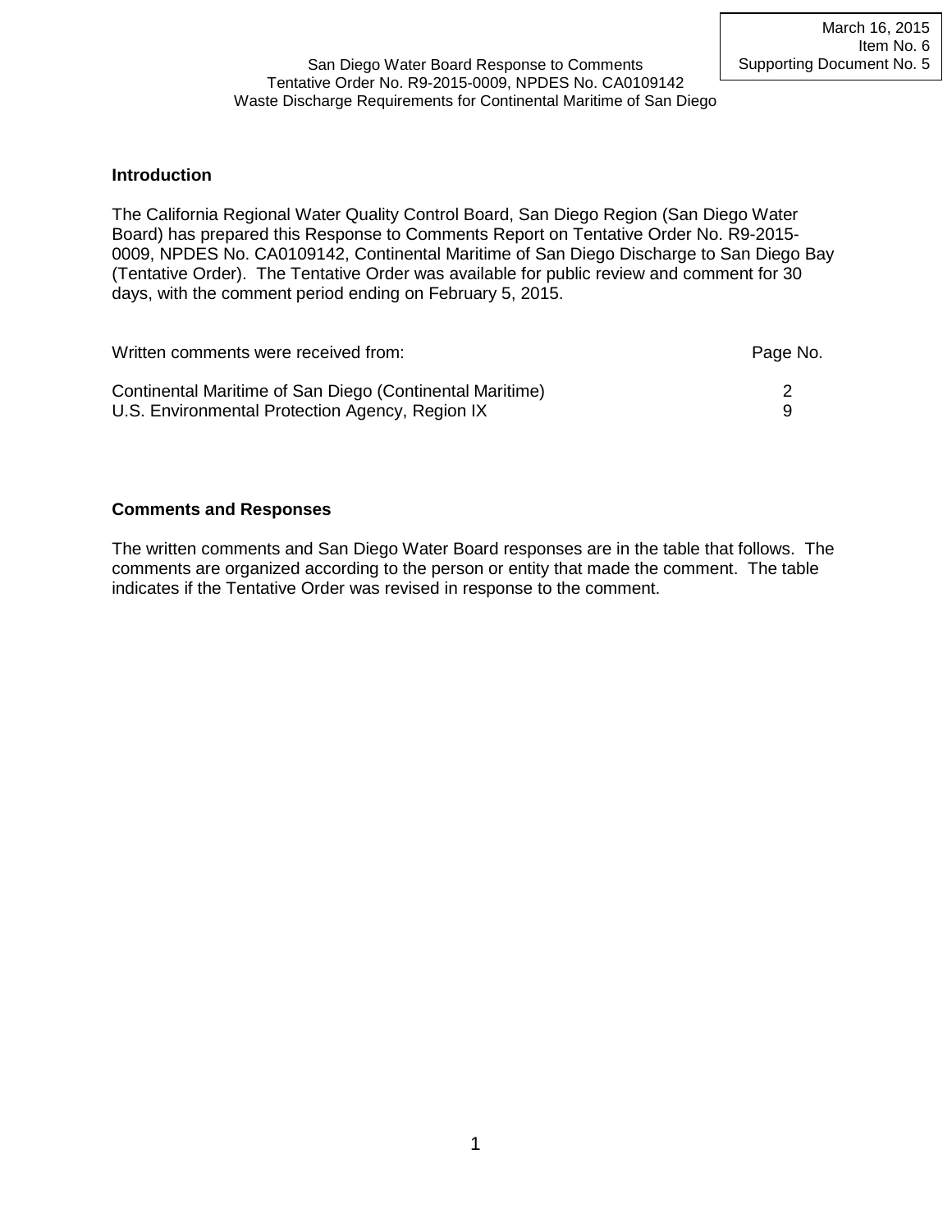March 16, 2015
Item No. 6
Supporting Document No. 5

San Diego Water Board Response to Comments
Tentative Order No. R9-2015-0009, NPDES No. CA0109142
Waste Discharge Requirements for Continental Maritime of San Diego

## Introduction

The California Regional Water Quality Control Board, San Diego Region (San Diego Water Board) has prepared this Response to Comments Report on Tentative Order No. R9-2015-0009, NPDES No. CA0109142, Continental Maritime of San Diego Discharge to San Diego Bay (Tentative Order). The Tentative Order was available for public review and comment for 30 days, with the comment period ending on February 5, 2015.

| Written comments were received from: | Page No. |
|---|---|
| Continental Maritime of San Diego (Continental Maritime) | 2 |
| U.S. Environmental Protection Agency, Region IX | 9 |

## Comments and Responses

The written comments and San Diego Water Board responses are in the table that follows. The comments are organized according to the person or entity that made the comment. The table indicates if the Tentative Order was revised in response to the comment.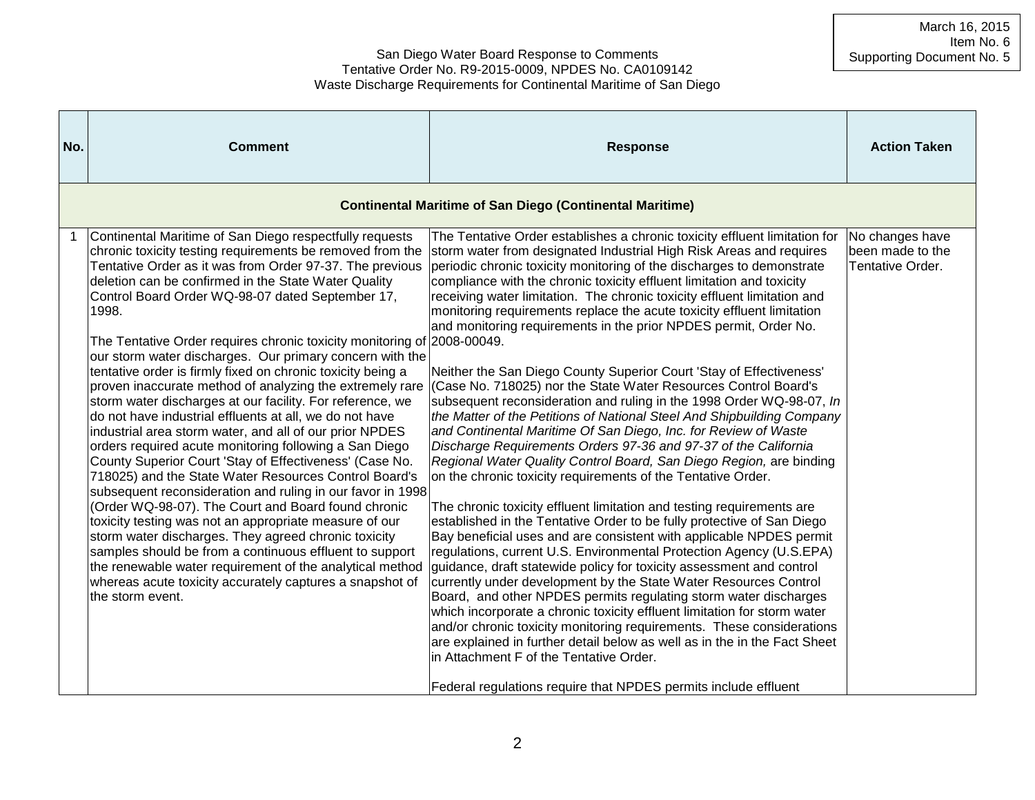San Diego Water Board Response to Comments
Tentative Order No. R9-2015-0009, NPDES No. CA0109142
Waste Discharge Requirements for Continental Maritime of San Diego

| No. | Comment | Response | Action Taken |
|---|---|---|---|
| **Continental Maritime of San Diego (Continental Maritime)** | | | |
| 1 | Continental Maritime of San Diego respectfully requests chronic toxicity testing requirements be removed from the Tentative Order as it was from Order 97-37. The previous deletion can be confirmed in the State Water Quality Control Board Order WQ-98-07 dated September 17, 1998.<br><br>The Tentative Order requires chronic toxicity monitoring of our storm water discharges. Our primary concern with the tentative order is firmly fixed on chronic toxicity being a proven inaccurate method of analyzing the extremely rare storm water discharges at our facility. For reference, we do not have industrial effluents at all, we do not have industrial area storm water, and all of our prior NPDES orders required acute monitoring following a San Diego County Superior Court 'Stay of Effectiveness' (Case No. 718025) and the State Water Resources Control Board's subsequent reconsideration and ruling in our favor in 1998 (Order WQ-98-07). The Court and Board found chronic toxicity testing was not an appropriate measure of our storm water discharges. They agreed chronic toxicity samples should be from a continuous effluent to support the renewable water requirement of the analytical method whereas acute toxicity accurately captures a snapshot of the storm event. | The Tentative Order establishes a chronic toxicity effluent limitation for storm water from designated Industrial High Risk Areas and requires periodic chronic toxicity monitoring of the discharges to demonstrate compliance with the chronic toxicity effluent limitation and toxicity receiving water limitation. The chronic toxicity effluent limitation and monitoring requirements replace the acute toxicity effluent limitation and monitoring requirements in the prior NPDES permit, Order No. 2008-00049.<br><br>Neither the San Diego County Superior Court 'Stay of Effectiveness' (Case No. 718025) nor the State Water Resources Control Board's subsequent reconsideration and ruling in the 1998 Order WQ-98-07, *In the Matter of the Petitions of National Steel And Shipbuilding Company and Continental Maritime Of San Diego, Inc. for Review of Waste Discharge Requirements Orders 97-36 and 97-37 of the California Regional Water Quality Control Board, San Diego Region,* are binding on the chronic toxicity requirements of the Tentative Order.<br><br>The chronic toxicity effluent limitation and testing requirements are established in the Tentative Order to be fully protective of San Diego Bay beneficial uses and are consistent with applicable NPDES permit regulations, current U.S. Environmental Protection Agency (U.S.EPA) guidance, draft statewide policy for toxicity assessment and control currently under development by the State Water Resources Control Board, and other NPDES permits regulating storm water discharges which incorporate a chronic toxicity effluent limitation for storm water and/or chronic toxicity monitoring requirements. These considerations are explained in further detail below as well as in the in the Fact Sheet in Attachment F of the Tentative Order.<br><br>Federal regulations require that NPDES permits include effluent | No changes have been made to the Tentative Order. |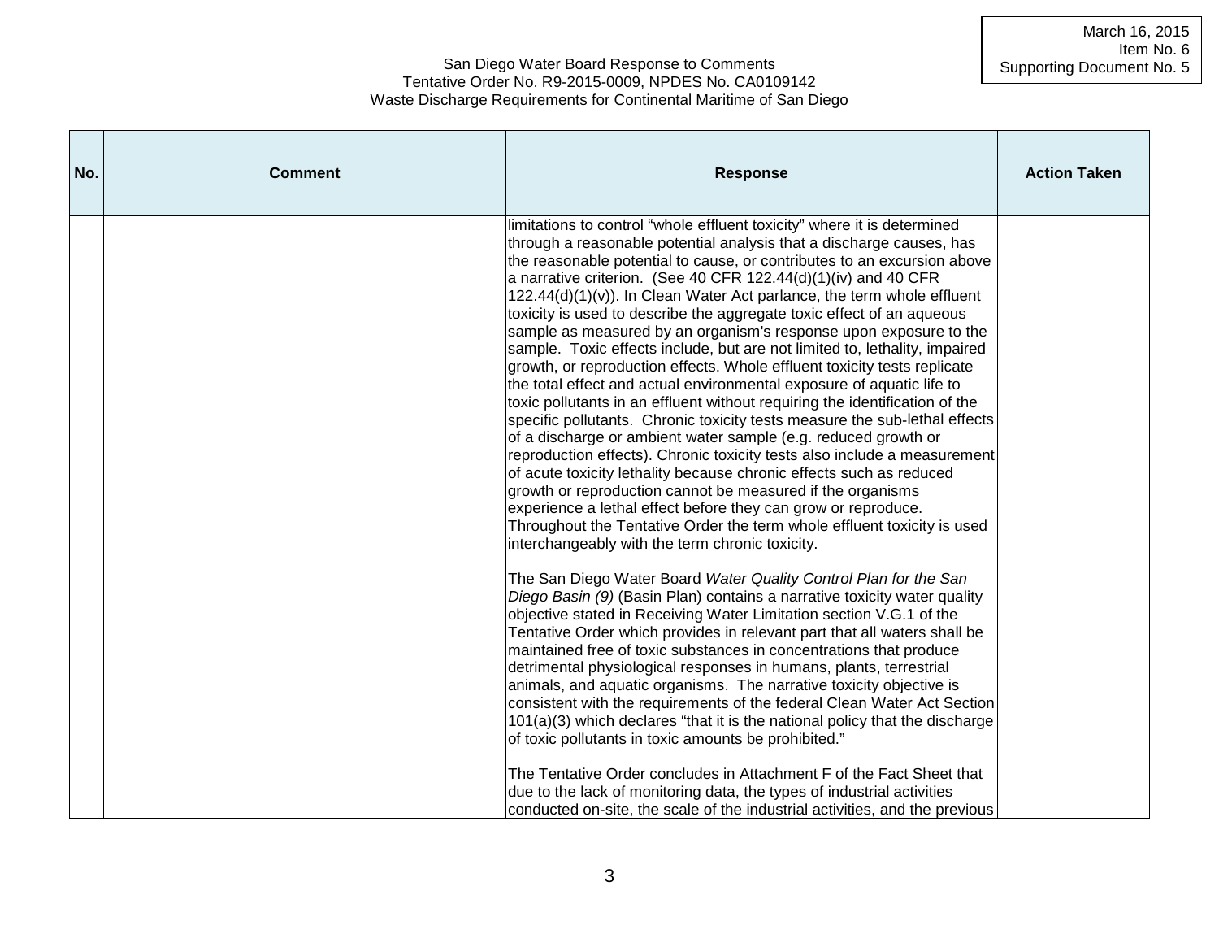| No. | Comment | Response | Action Taken |
|---|---|---|---|
| | | limitations to control "whole effluent toxicity" where it is determined through a reasonable potential analysis that a discharge causes, has the reasonable potential to cause, or contributes to an excursion above a narrative criterion. (See 40 CFR 122.44(d)(1)(iv) and 40 CFR 122.44(d)(1)(v)). In Clean Water Act parlance, the term whole effluent toxicity is used to describe the aggregate toxic effect of an aqueous sample as measured by an organism's response upon exposure to the sample. Toxic effects include, but are not limited to, lethality, impaired growth, or reproduction effects. Whole effluent toxicity tests replicate the total effect and actual environmental exposure of aquatic life to toxic pollutants in an effluent without requiring the identification of the specific pollutants. Chronic toxicity tests measure the sub-lethal effects of a discharge or ambient water sample (e.g. reduced growth or reproduction effects). Chronic toxicity tests also include a measurement of acute toxicity lethality because chronic effects such as reduced growth or reproduction cannot be measured if the organisms experience a lethal effect before they can grow or reproduce. Throughout the Tentative Order the term whole effluent toxicity is used interchangeably with the term chronic toxicity.<br><br>The San Diego Water Board *Water Quality Control Plan for the San Diego Basin (9)* (Basin Plan) contains a narrative toxicity water quality objective stated in Receiving Water Limitation section V.G.1 of the Tentative Order which provides in relevant part that all waters shall be maintained free of toxic substances in concentrations that produce detrimental physiological responses in humans, plants, terrestrial animals, and aquatic organisms. The narrative toxicity objective is consistent with the requirements of the federal Clean Water Act Section 101(a)(3) which declares "that it is the national policy that the discharge of toxic pollutants in toxic amounts be prohibited."<br><br>The Tentative Order concludes in Attachment F of the Fact Sheet that due to the lack of monitoring data, the types of industrial activities conducted on-site, the scale of the industrial activities, and the previous | |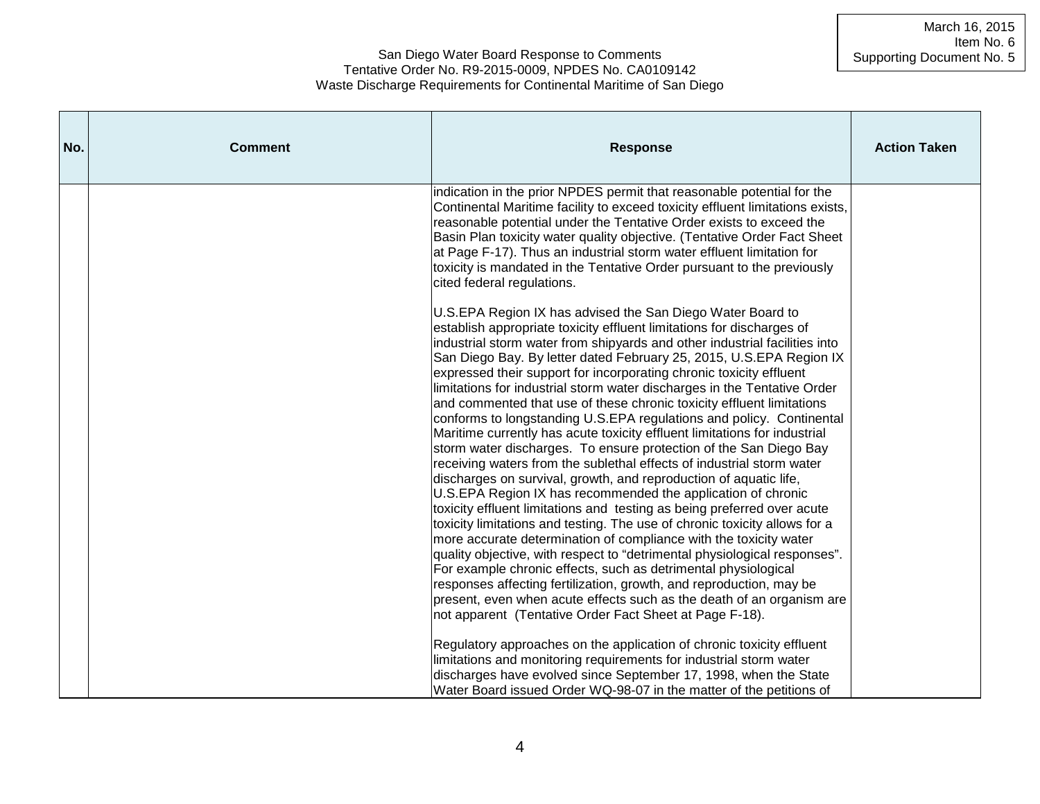San Diego Water Board Response to Comments
Tentative Order No. R9-2015-0009, NPDES No. CA0109142
Waste Discharge Requirements for Continental Maritime of San Diego

| No. | Comment | Response | Action Taken |
|---|---|---|---|
| | | indication in the prior NPDES permit that reasonable potential for the Continental Maritime facility to exceed toxicity effluent limitations exists, reasonable potential under the Tentative Order exists to exceed the Basin Plan toxicity water quality objective. (Tentative Order Fact Sheet at Page F-17). Thus an industrial storm water effluent limitation for toxicity is mandated in the Tentative Order pursuant to the previously cited federal regulations.<br><br>U.S.EPA Region IX has advised the San Diego Water Board to establish appropriate toxicity effluent limitations for discharges of industrial storm water from shipyards and other industrial facilities into San Diego Bay. By letter dated February 25, 2015, U.S.EPA Region IX expressed their support for incorporating chronic toxicity effluent limitations for industrial storm water discharges in the Tentative Order and commented that use of these chronic toxicity effluent limitations conforms to longstanding U.S.EPA regulations and policy. Continental Maritime currently has acute toxicity effluent limitations for industrial storm water discharges. To ensure protection of the San Diego Bay receiving waters from the sublethal effects of industrial storm water discharges on survival, growth, and reproduction of aquatic life, U.S.EPA Region IX has recommended the application of chronic toxicity effluent limitations and testing as being preferred over acute toxicity limitations and testing. The use of chronic toxicity allows for a more accurate determination of compliance with the toxicity water quality objective, with respect to "detrimental physiological responses". For example chronic effects, such as detrimental physiological responses affecting fertilization, growth, and reproduction, may be present, even when acute effects such as the death of an organism are not apparent (Tentative Order Fact Sheet at Page F-18).<br><br>Regulatory approaches on the application of chronic toxicity effluent limitations and monitoring requirements for industrial storm water discharges have evolved since September 17, 1998, when the State Water Board issued Order WQ-98-07 in the matter of the petitions of | |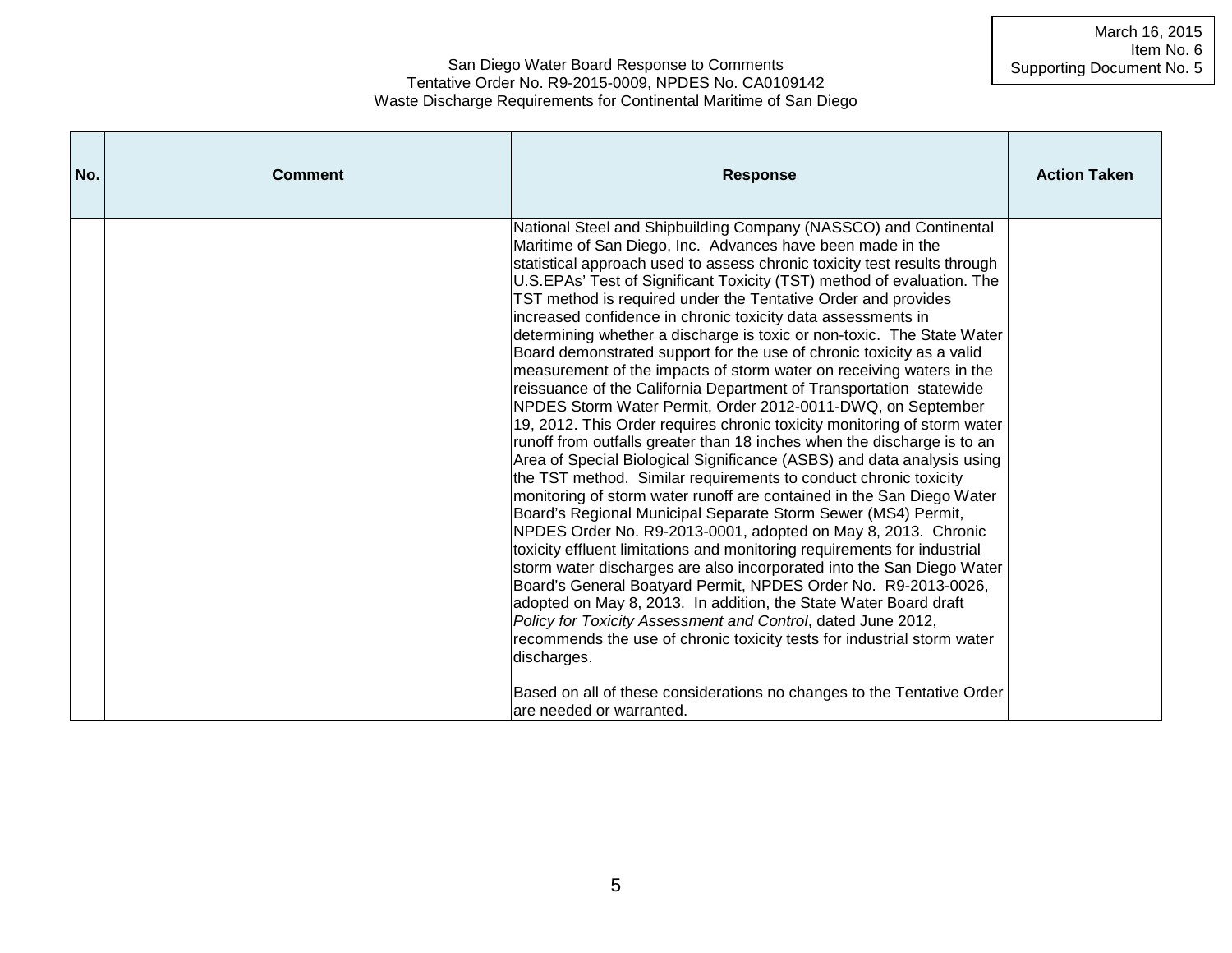| No. | Comment | Response | Action Taken |
|---|---|---|---|
| | | National Steel and Shipbuilding Company (NASSCO) and Continental Maritime of San Diego, Inc. Advances have been made in the statistical approach used to assess chronic toxicity test results through U.S.EPAs' Test of Significant Toxicity (TST) method of evaluation. The TST method is required under the Tentative Order and provides increased confidence in chronic toxicity data assessments in determining whether a discharge is toxic or non-toxic. The State Water Board demonstrated support for the use of chronic toxicity as a valid measurement of the impacts of storm water on receiving waters in the reissuance of the California Department of Transportation statewide NPDES Storm Water Permit, Order 2012-0011-DWQ, on September 19, 2012. This Order requires chronic toxicity monitoring of storm water runoff from outfalls greater than 18 inches when the discharge is to an Area of Special Biological Significance (ASBS) and data analysis using the TST method. Similar requirements to conduct chronic toxicity monitoring of storm water runoff are contained in the San Diego Water Board's Regional Municipal Separate Storm Sewer (MS4) Permit, NPDES Order No. R9-2013-0001, adopted on May 8, 2013. Chronic toxicity effluent limitations and monitoring requirements for industrial storm water discharges are also incorporated into the San Diego Water Board's General Boatyard Permit, NPDES Order No. R9-2013-0026, adopted on May 8, 2013. In addition, the State Water Board draft *Policy for Toxicity Assessment and Control*, dated June 2012, recommends the use of chronic toxicity tests for industrial storm water discharges.<br><br>Based on all of these considerations no changes to the Tentative Order are needed or warranted. | |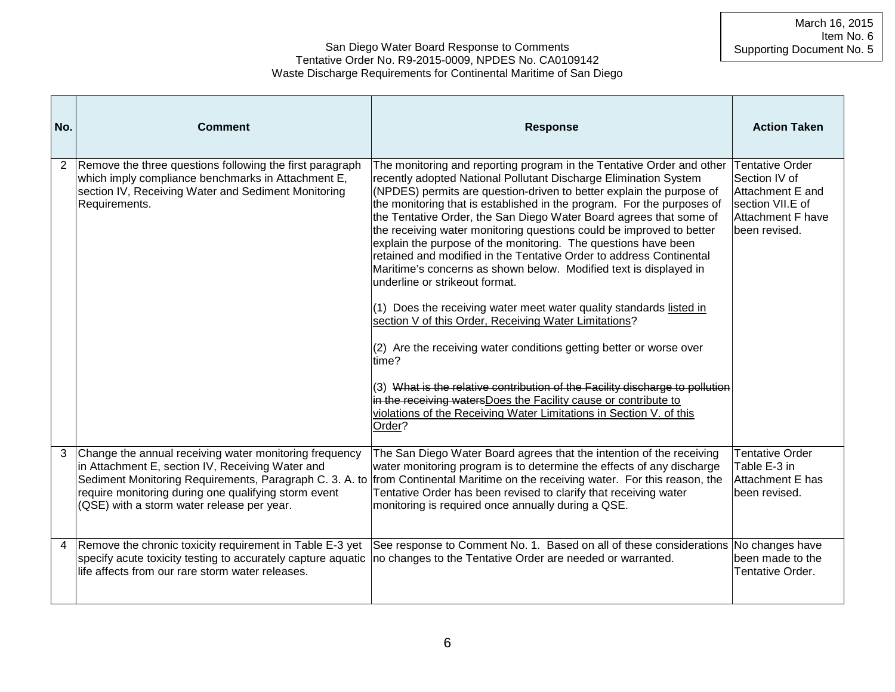| No. | Comment | Response | Action Taken |
|---|---|---|---|
| 2 | Remove the three questions following the first paragraph which imply compliance benchmarks in Attachment E, section IV, Receiving Water and Sediment Monitoring Requirements. | The monitoring and reporting program in the Tentative Order and other recently adopted National Pollutant Discharge Elimination System (NPDES) permits are question-driven to better explain the purpose of the monitoring that is established in the program. For the purposes of the Tentative Order, the San Diego Water Board agrees that some of the receiving water monitoring questions could be improved to better explain the purpose of the monitoring. The questions have been retained and modified in the Tentative Order to address Continental Maritime's concerns as shown below. Modified text is displayed in underline or strikeout format.<br><br>(1) Does the receiving water meet water quality standards <u>listed in section V of this Order, Receiving Water Limitations</u>?<br><br>(2) Are the receiving water conditions getting better or worse over time?<br><br>(3) ~~What is the relative contribution of the Facility discharge to pollution in the receiving waters~~<u>Does the Facility cause or contribute to violations of the Receiving Water Limitations in Section V. of this Order</u>? | Tentative Order Section IV of Attachment E and section VII.E of Attachment F have been revised. |
| 3 | Change the annual receiving water monitoring frequency in Attachment E, section IV, Receiving Water and Sediment Monitoring Requirements, Paragraph C. 3. A. to require monitoring during one qualifying storm event (QSE) with a storm water release per year. | The San Diego Water Board agrees that the intention of the receiving water monitoring program is to determine the effects of any discharge from Continental Maritime on the receiving water. For this reason, the Tentative Order has been revised to clarify that receiving water monitoring is required once annually during a QSE. | Tentative Order Table E-3 in Attachment E has been revised. |
| 4 | Remove the chronic toxicity requirement in Table E-3 yet specify acute toxicity testing to accurately capture aquatic life affects from our rare storm water releases. | See response to Comment No. 1. Based on all of these considerations no changes to the Tentative Order are needed or warranted. | No changes have been made to the Tentative Order. |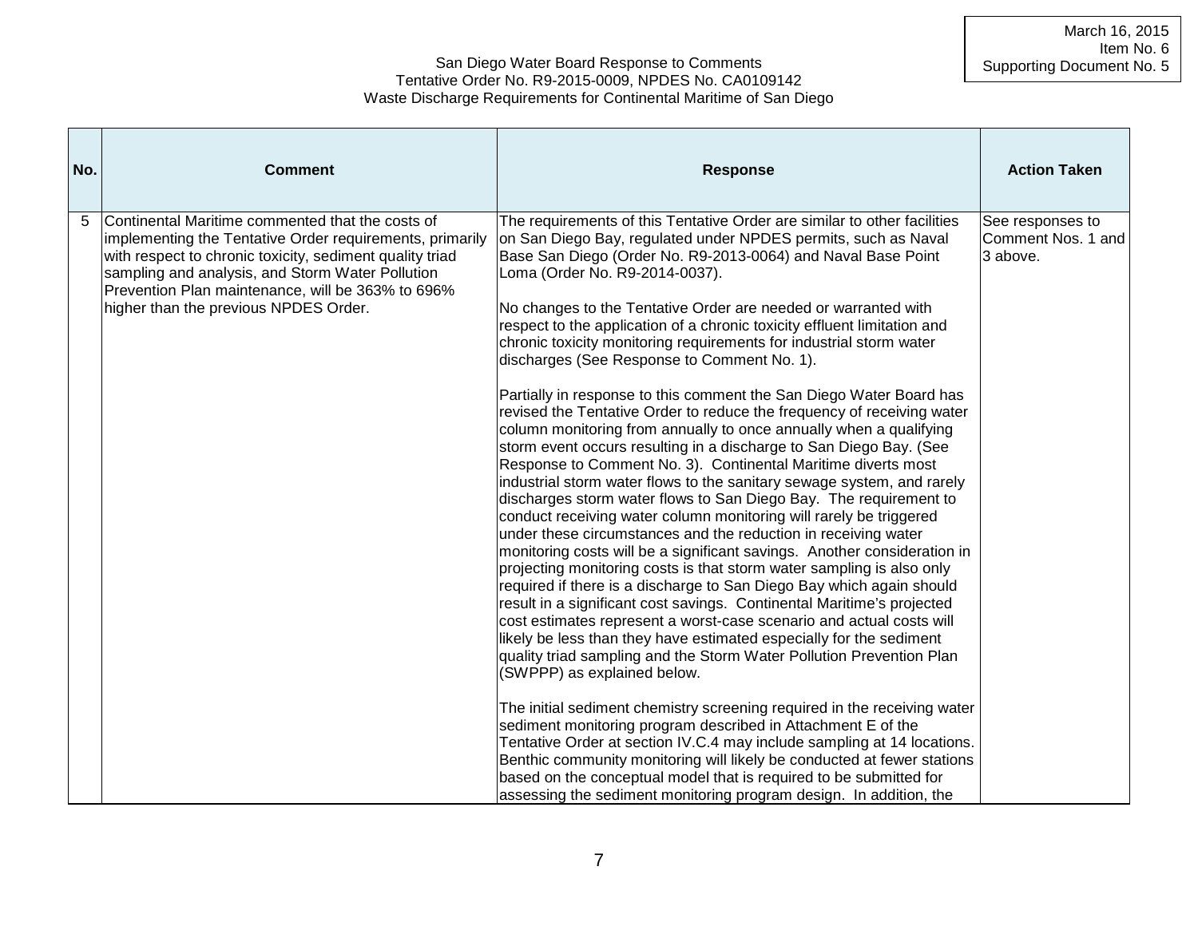March 16, 2015
Item No. 6
Supporting Document No. 5

San Diego Water Board Response to Comments
Tentative Order No. R9-2015-0009, NPDES No. CA0109142
Waste Discharge Requirements for Continental Maritime of San Diego

| No. | Comment | Response | Action Taken |
|---|---|---|---|
| 5 | Continental Maritime commented that the costs of implementing the Tentative Order requirements, primarily with respect to chronic toxicity, sediment quality triad sampling and analysis, and Storm Water Pollution Prevention Plan maintenance, will be 363% to 696% higher than the previous NPDES Order. | The requirements of this Tentative Order are similar to other facilities on San Diego Bay, regulated under NPDES permits, such as Naval Base San Diego (Order No. R9-2013-0064) and Naval Base Point Loma (Order No. R9-2014-0037).<br><br>No changes to the Tentative Order are needed or warranted with respect to the application of a chronic toxicity effluent limitation and chronic toxicity monitoring requirements for industrial storm water discharges (See Response to Comment No. 1).<br><br>Partially in response to this comment the San Diego Water Board has revised the Tentative Order to reduce the frequency of receiving water column monitoring from annually to once annually when a qualifying storm event occurs resulting in a discharge to San Diego Bay. (See Response to Comment No. 3). Continental Maritime diverts most industrial storm water flows to the sanitary sewage system, and rarely discharges storm water flows to San Diego Bay. The requirement to conduct receiving water column monitoring will rarely be triggered under these circumstances and the reduction in receiving water monitoring costs will be a significant savings. Another consideration in projecting monitoring costs is that storm water sampling is also only required if there is a discharge to San Diego Bay which again should result in a significant cost savings. Continental Maritime's projected cost estimates represent a worst-case scenario and actual costs will likely be less than they have estimated especially for the sediment quality triad sampling and the Storm Water Pollution Prevention Plan (SWPPP) as explained below.<br><br>The initial sediment chemistry screening required in the receiving water sediment monitoring program described in Attachment E of the Tentative Order at section IV.C.4 may include sampling at 14 locations. Benthic community monitoring will likely be conducted at fewer stations based on the conceptual model that is required to be submitted for assessing the sediment monitoring program design. In addition, the | See responses to Comment Nos. 1 and 3 above. |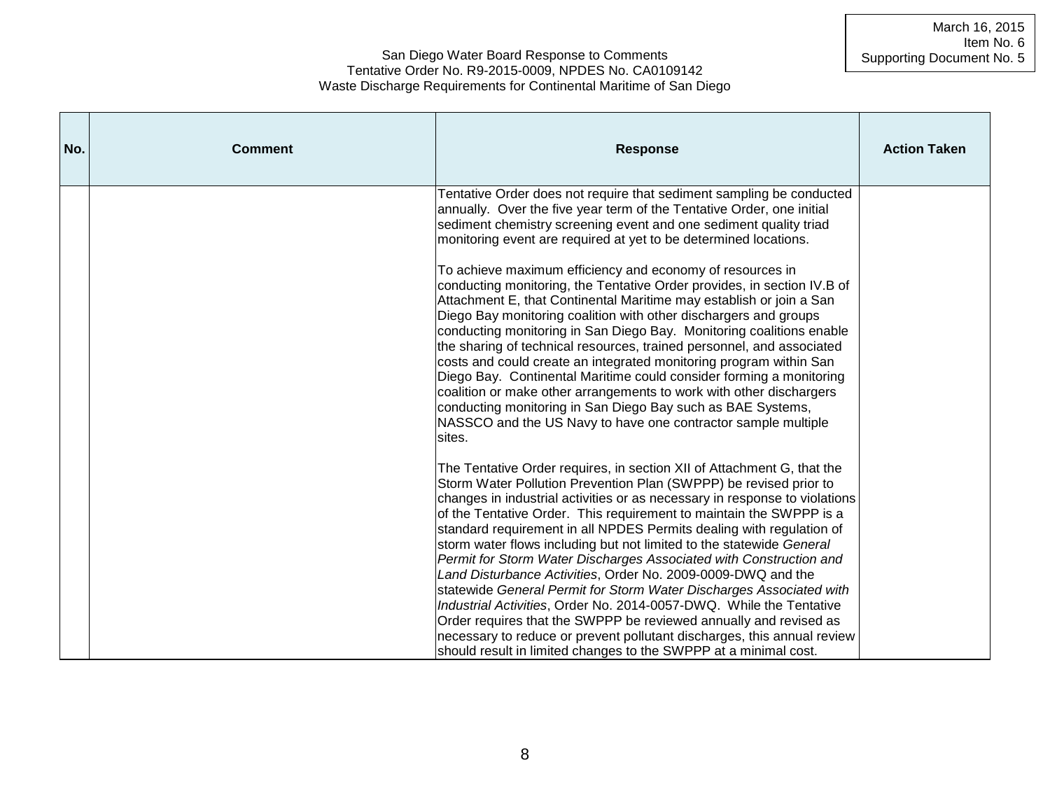| No. | Comment | Response | Action Taken |
|---|---|---|---|
| | | Tentative Order does not require that sediment sampling be conducted annually. Over the five year term of the Tentative Order, one initial sediment chemistry screening event and one sediment quality triad monitoring event are required at yet to be determined locations.<br><br>To achieve maximum efficiency and economy of resources in conducting monitoring, the Tentative Order provides, in section IV.B of Attachment E, that Continental Maritime may establish or join a San Diego Bay monitoring coalition with other dischargers and groups conducting monitoring in San Diego Bay. Monitoring coalitions enable the sharing of technical resources, trained personnel, and associated costs and could create an integrated monitoring program within San Diego Bay. Continental Maritime could consider forming a monitoring coalition or make other arrangements to work with other dischargers conducting monitoring in San Diego Bay such as BAE Systems, NASSCO and the US Navy to have one contractor sample multiple sites.<br><br>The Tentative Order requires, in section XII of Attachment G, that the Storm Water Pollution Prevention Plan (SWPPP) be revised prior to changes in industrial activities or as necessary in response to violations of the Tentative Order. This requirement to maintain the SWPPP is a standard requirement in all NPDES Permits dealing with regulation of storm water flows including but not limited to the statewide *General Permit for Storm Water Discharges Associated with Construction and Land Disturbance Activities*, Order No. 2009-0009-DWQ and the statewide *General Permit for Storm Water Discharges Associated with Industrial Activities*, Order No. 2014-0057-DWQ. While the Tentative Order requires that the SWPPP be reviewed annually and revised as necessary to reduce or prevent pollutant discharges, this annual review should result in limited changes to the SWPPP at a minimal cost. | |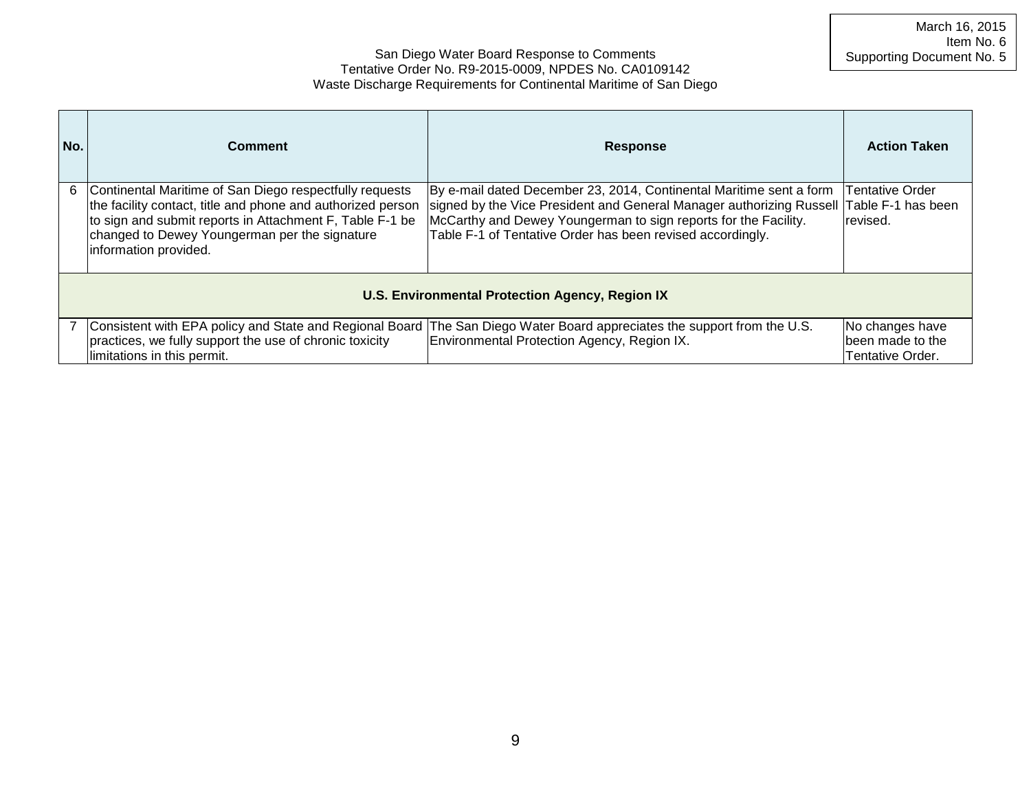| No. | Comment | Response | Action Taken |
|---|---|---|---|
| 6 | Continental Maritime of San Diego respectfully requests the facility contact, title and phone and authorized person to sign and submit reports in Attachment F, Table F-1 be changed to Dewey Youngerman per the signature information provided. | By e-mail dated December 23, 2014, Continental Maritime sent a form signed by the Vice President and General Manager authorizing Russell McCarthy and Dewey Youngerman to sign reports for the Facility. Table F-1 of Tentative Order has been revised accordingly. | Tentative Order Table F-1 has been revised. |
| **U.S. Environmental Protection Agency, Region IX** | | | |
| 7 | Consistent with EPA policy and State and Regional Board practices, we fully support the use of chronic toxicity limitations in this permit. | The San Diego Water Board appreciates the support from the U.S. Environmental Protection Agency, Region IX. | No changes have been made to the Tentative Order. |